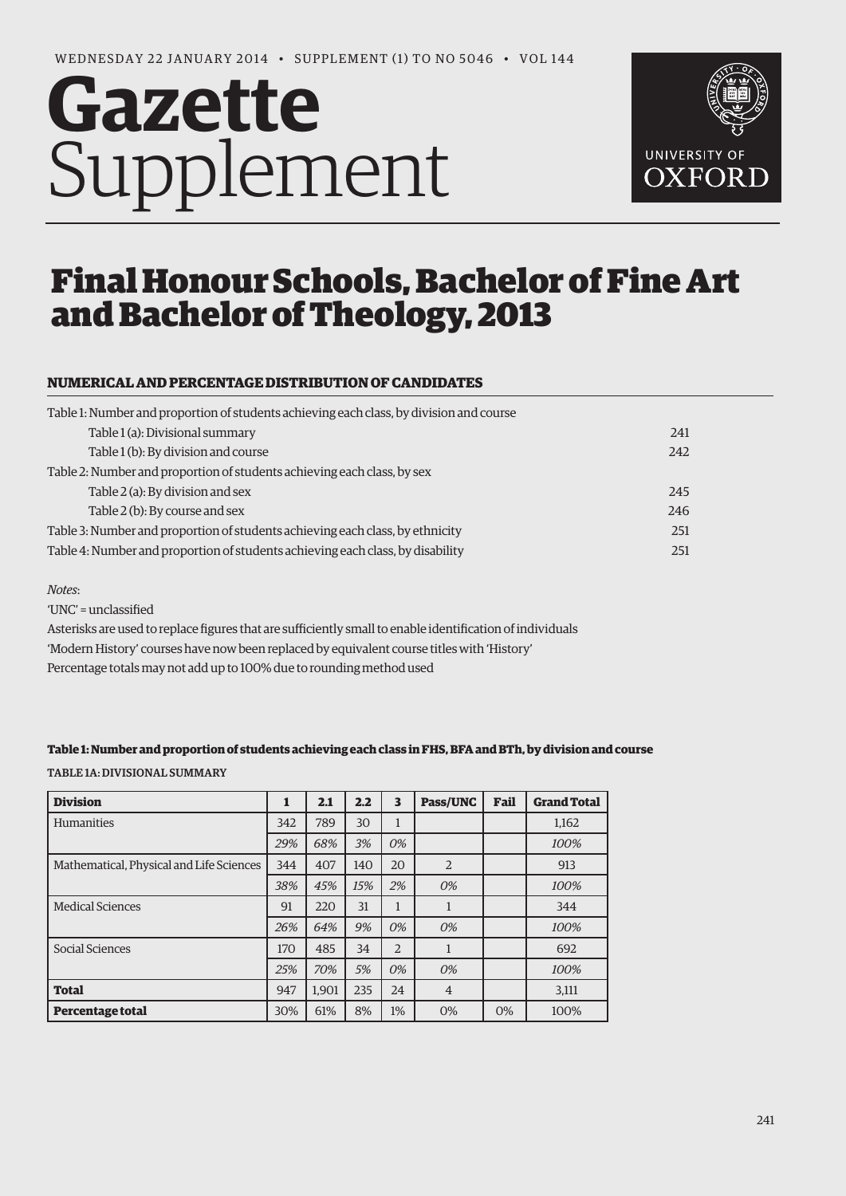WEDNESDAY 22 JANUARY 2014 • SUPPLEMENT (1) TO NO 5046 • VOL 144

# Gazette Supplement

# Final Honour Schools, Bachelor of Fine Art and Bachelor of Theology, 2013

## NUMERICAL AND PERCENTAGE DISTRIBUTION OF CANDIDATES

| | |
|---|---|
| Table 1: Number and proportion of students achieving each class, by division and course | |
| Table 1 (a): Divisional summary | 241 |
| Table 1 (b): By division and course | 242 |
| Table 2: Number and proportion of students achieving each class, by sex | |
| Table 2 (a): By division and sex | 245 |
| Table 2 (b): By course and sex | 246 |
| Table 3: Number and proportion of students achieving each class, by ethnicity | 251 |
| Table 4: Number and proportion of students achieving each class, by disability | 251 |

*Notes*:

'UNC' = unclassified

Asterisks are used to replace figures that are sufficiently small to enable identification of individuals

'Modern History' courses have now been replaced by equivalent course titles with 'History'

Percentage totals may not add up to 100% due to rounding method used

### Table 1: Number and proportion of students achieving each class in FHS, BFA and BTh, by division and course

TABLE 1A: DIVISIONAL SUMMARY

| Division | 1 | 2.1 | 2.2 | 3 | Pass/UNC | Fail | Grand Total |
|---|---|---|---|---|---|---|---|
| Humanities | 342 | 789 | 30 | 1 | | | 1,162 |
| | *29%* | *68%* | *3%* | *0%* | | | *100%* |
| Mathematical, Physical and Life Sciences | 344 | 407 | 140 | 20 | 2 | | 913 |
| | *38%* | *45%* | *15%* | *2%* | *0%* | | *100%* |
| Medical Sciences | 91 | 220 | 31 | 1 | 1 | | 344 |
| | *26%* | *64%* | *9%* | *0%* | *0%* | | *100%* |
| Social Sciences | 170 | 485 | 34 | 2 | 1 | | 692 |
| | *25%* | *70%* | *5%* | *0%* | *0%* | | *100%* |
| **Total** | 947 | 1,901 | 235 | 24 | 4 | | 3,111 |
| **Percentage total** | 30% | 61% | 8% | 1% | 0% | 0% | 100% |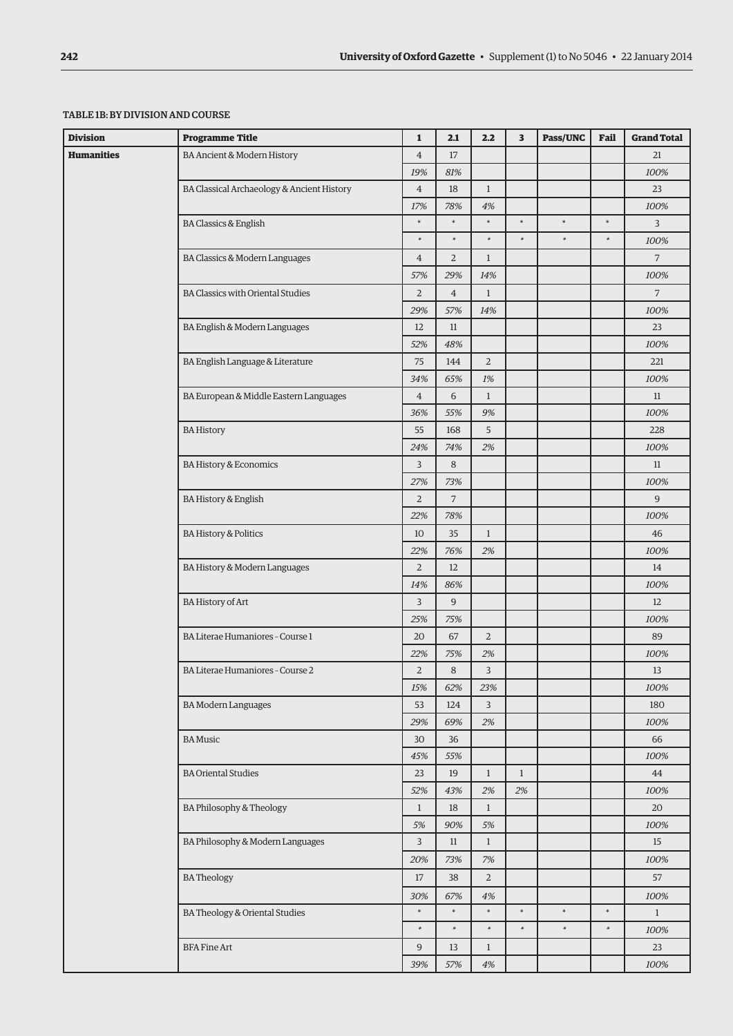#### TABLE 1B: BY DIVISION AND COURSE

| Division | Programme Title | 1 | 2.1 | 2.2 | 3 | Pass/UNC | Fail | Grand Total |
|---|---|---|---|---|---|---|---|---|
| **Humanities** | BA Ancient & Modern History | 4 | 17 | | | | | 21 |
| | | *19%* | *81%* | | | | | *100%* |
| | BA Classical Archaeology & Ancient History | 4 | 18 | 1 | | | | 23 |
| | | *17%* | *78%* | *4%* | | | | *100%* |
| | BA Classics & English | * | * | * | * | * | * | 3 |
| | | * | * | * | * | * | * | *100%* |
| | BA Classics & Modern Languages | 4 | 2 | 1 | | | | 7 |
| | | *57%* | *29%* | *14%* | | | | *100%* |
| | BA Classics with Oriental Studies | 2 | 4 | 1 | | | | 7 |
| | | *29%* | *57%* | *14%* | | | | *100%* |
| | BA English & Modern Languages | 12 | 11 | | | | | 23 |
| | | *52%* | *48%* | | | | | *100%* |
| | BA English Language & Literature | 75 | 144 | 2 | | | | 221 |
| | | *34%* | *65%* | *1%* | | | | *100%* |
| | BA European & Middle Eastern Languages | 4 | 6 | 1 | | | | 11 |
| | | *36%* | *55%* | *9%* | | | | *100%* |
| | BA History | 55 | 168 | 5 | | | | 228 |
| | | *24%* | *74%* | *2%* | | | | *100%* |
| | BA History & Economics | 3 | 8 | | | | | 11 |
| | | *27%* | *73%* | | | | | *100%* |
| | BA History & English | 2 | 7 | | | | | 9 |
| | | *22%* | *78%* | | | | | *100%* |
| | BA History & Politics | 10 | 35 | 1 | | | | 46 |
| | | *22%* | *76%* | *2%* | | | | *100%* |
| | BA History & Modern Languages | 2 | 12 | | | | | 14 |
| | | *14%* | *86%* | | | | | *100%* |
| | BA History of Art | 3 | 9 | | | | | 12 |
| | | *25%* | *75%* | | | | | *100%* |
| | BA Literae Humaniores - Course 1 | 20 | 67 | 2 | | | | 89 |
| | | *22%* | *75%* | *2%* | | | | *100%* |
| | BA Literae Humaniores - Course 2 | 2 | 8 | 3 | | | | 13 |
| | | *15%* | *62%* | *23%* | | | | *100%* |
| | BA Modern Languages | 53 | 124 | 3 | | | | 180 |
| | | *29%* | *69%* | *2%* | | | | *100%* |
| | BA Music | 30 | 36 | | | | | 66 |
| | | *45%* | *55%* | | | | | *100%* |
| | BA Oriental Studies | 23 | 19 | 1 | 1 | | | 44 |
| | | *52%* | *43%* | *2%* | *2%* | | | *100%* |
| | BA Philosophy & Theology | 1 | 18 | 1 | | | | 20 |
| | | *5%* | *90%* | *5%* | | | | *100%* |
| | BA Philosophy & Modern Languages | 3 | 11 | 1 | | | | 15 |
| | | *20%* | *73%* | *7%* | | | | *100%* |
| | BA Theology | 17 | 38 | 2 | | | | 57 |
| | | *30%* | *67%* | *4%* | | | | *100%* |
| | BA Theology & Oriental Studies | * | * | * | * | * | * | 1 |
| | | * | * | * | * | * | * | *100%* |
| | BFA Fine Art | 9 | 13 | 1 | | | | 23 |
| | | *39%* | *57%* | *4%* | | | | *100%* |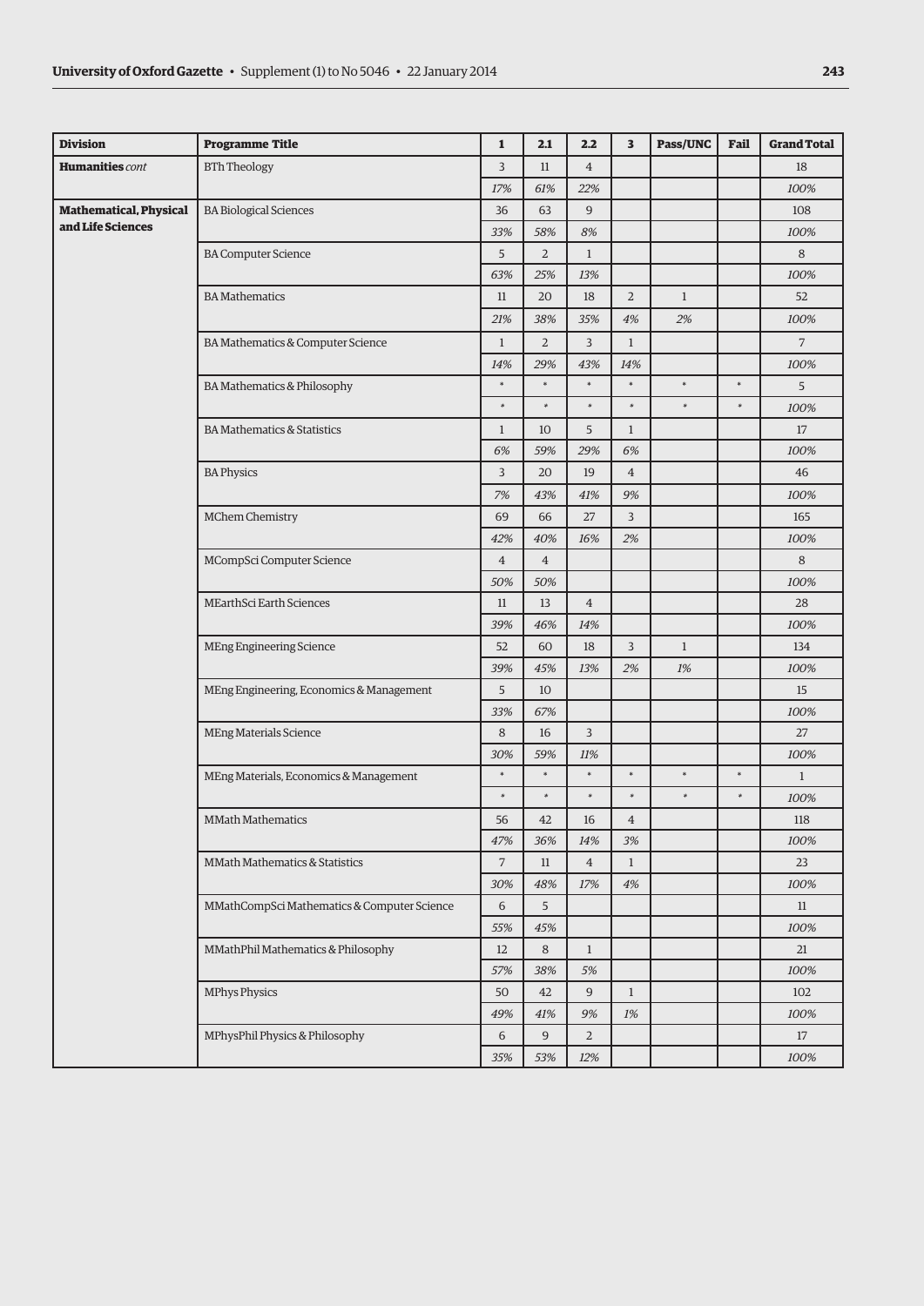| Division | Programme Title | 1 | 2.1 | 2.2 | 3 | Pass/UNC | Fail | Grand Total |
|---|---|---|---|---|---|---|---|---|
| **Humanities** *cont* | BTh Theology | 3 | 11 | 4 | | | | 18 |
| | | *17%* | *61%* | *22%* | | | | *100%* |
| **Mathematical, Physical and Life Sciences** | BA Biological Sciences | 36 | 63 | 9 | | | | 108 |
| | | *33%* | *58%* | *8%* | | | | *100%* |
| | BA Computer Science | 5 | 2 | 1 | | | | 8 |
| | | *63%* | *25%* | *13%* | | | | *100%* |
| | BA Mathematics | 11 | 20 | 18 | 2 | 1 | | 52 |
| | | *21%* | *38%* | *35%* | *4%* | *2%* | | *100%* |
| | BA Mathematics & Computer Science | 1 | 2 | 3 | 1 | | | 7 |
| | | *14%* | *29%* | *43%* | *14%* | | | *100%* |
| | BA Mathematics & Philosophy | * | * | * | * | * | * | 5 |
| | | * | * | * | * | * | * | *100%* |
| | BA Mathematics & Statistics | 1 | 10 | 5 | 1 | | | 17 |
| | | *6%* | *59%* | *29%* | *6%* | | | *100%* |
| | BA Physics | 3 | 20 | 19 | 4 | | | 46 |
| | | *7%* | *43%* | *41%* | *9%* | | | *100%* |
| | MChem Chemistry | 69 | 66 | 27 | 3 | | | 165 |
| | | *42%* | *40%* | *16%* | *2%* | | | *100%* |
| | MCompSci Computer Science | 4 | 4 | | | | | 8 |
| | | *50%* | *50%* | | | | | *100%* |
| | MEarthSci Earth Sciences | 11 | 13 | 4 | | | | 28 |
| | | *39%* | *46%* | *14%* | | | | *100%* |
| | MEng Engineering Science | 52 | 60 | 18 | 3 | 1 | | 134 |
| | | *39%* | *45%* | *13%* | *2%* | *1%* | | *100%* |
| | MEng Engineering, Economics & Management | 5 | 10 | | | | | 15 |
| | | *33%* | *67%* | | | | | *100%* |
| | MEng Materials Science | 8 | 16 | 3 | | | | 27 |
| | | *30%* | *59%* | *11%* | | | | *100%* |
| | MEng Materials, Economics & Management | * | * | * | * | * | * | 1 |
| | | * | * | * | * | * | * | *100%* |
| | MMath Mathematics | 56 | 42 | 16 | 4 | | | 118 |
| | | *47%* | *36%* | *14%* | *3%* | | | *100%* |
| | MMath Mathematics & Statistics | 7 | 11 | 4 | 1 | | | 23 |
| | | *30%* | *48%* | *17%* | *4%* | | | *100%* |
| | MMathCompSci Mathematics & Computer Science | 6 | 5 | | | | | 11 |
| | | *55%* | *45%* | | | | | *100%* |
| | MMathPhil Mathematics & Philosophy | 12 | 8 | 1 | | | | 21 |
| | | *57%* | *38%* | *5%* | | | | *100%* |
| | MPhys Physics | 50 | 42 | 9 | 1 | | | 102 |
| | | *49%* | *41%* | *9%* | *1%* | | | *100%* |
| | MPhysPhil Physics & Philosophy | 6 | 9 | 2 | | | | 17 |
| | | *35%* | *53%* | *12%* | | | | *100%* |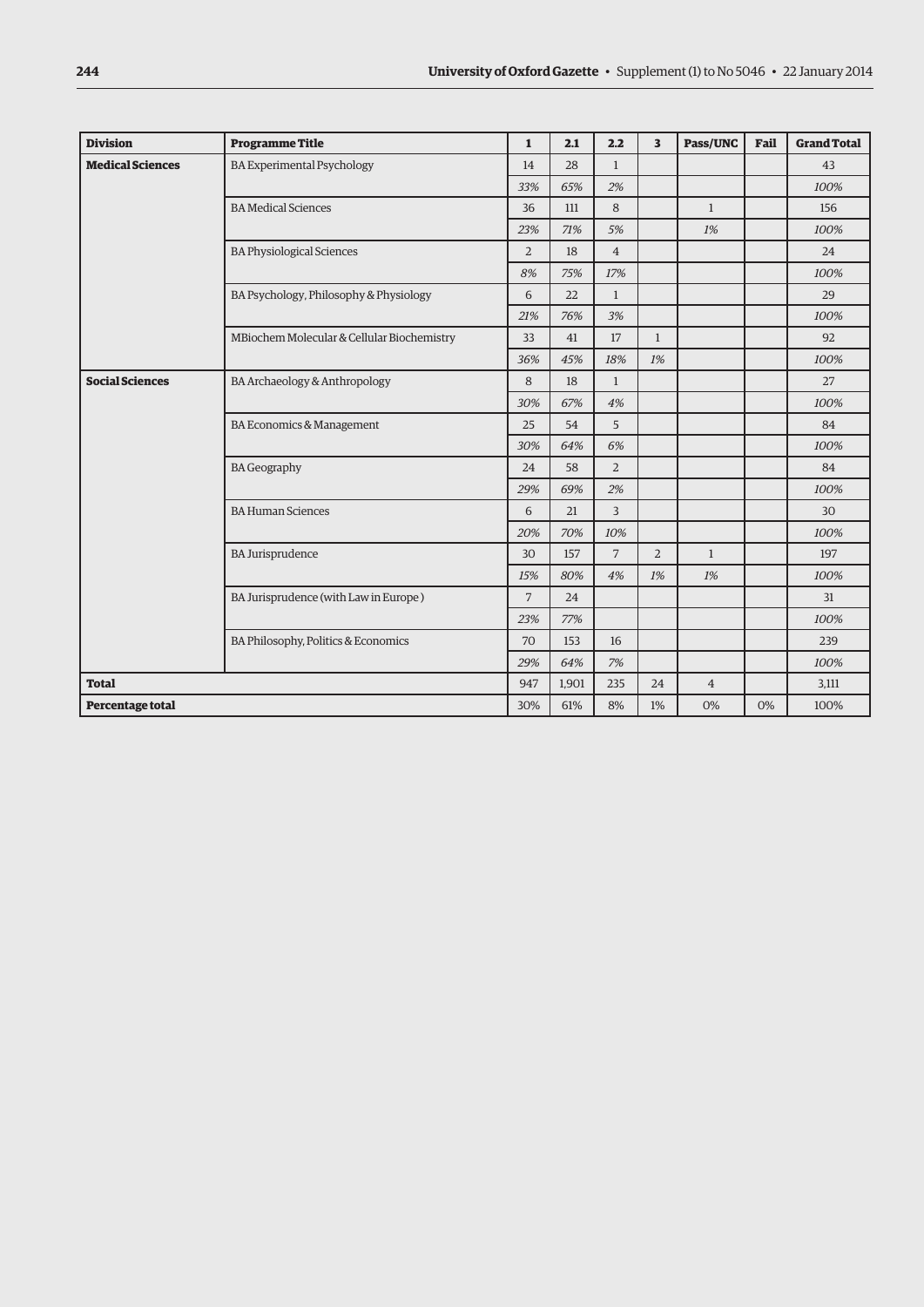| Division | Programme Title | 1 | 2.1 | 2.2 | 3 | Pass/UNC | Fail | Grand Total |
|---|---|---|---|---|---|---|---|---|
| **Medical Sciences** | BA Experimental Psychology | 14 | 28 | 1 | | | | 43 |
| | | *33%* | *65%* | *2%* | | | | *100%* |
| | BA Medical Sciences | 36 | 111 | 8 | | 1 | | 156 |
| | | *23%* | *71%* | *5%* | | *1%* | | *100%* |
| | BA Physiological Sciences | 2 | 18 | 4 | | | | 24 |
| | | *8%* | *75%* | *17%* | | | | *100%* |
| | BA Psychology, Philosophy & Physiology | 6 | 22 | 1 | | | | 29 |
| | | *21%* | *76%* | *3%* | | | | *100%* |
| | MBiochem Molecular & Cellular Biochemistry | 33 | 41 | 17 | 1 | | | 92 |
| | | *36%* | *45%* | *18%* | *1%* | | | *100%* |
| **Social Sciences** | BA Archaeology & Anthropology | 8 | 18 | 1 | | | | 27 |
| | | *30%* | *67%* | *4%* | | | | *100%* |
| | BA Economics & Management | 25 | 54 | 5 | | | | 84 |
| | | *30%* | *64%* | *6%* | | | | *100%* |
| | BA Geography | 24 | 58 | 2 | | | | 84 |
| | | *29%* | *69%* | *2%* | | | | *100%* |
| | BA Human Sciences | 6 | 21 | 3 | | | | 30 |
| | | *20%* | *70%* | *10%* | | | | *100%* |
| | BA Jurisprudence | 30 | 157 | 7 | 2 | 1 | | 197 |
| | | *15%* | *80%* | *4%* | *1%* | *1%* | | *100%* |
| | BA Jurisprudence (with Law in Europe ) | 7 | 24 | | | | | 31 |
| | | *23%* | *77%* | | | | | *100%* |
| | BA Philosophy, Politics & Economics | 70 | 153 | 16 | | | | 239 |
| | | *29%* | *64%* | *7%* | | | | *100%* |
| **Total** | | 947 | 1,901 | 235 | 24 | 4 | | 3,111 |
| **Percentage total** | | 30% | 61% | 8% | 1% | 0% | 0% | 100% |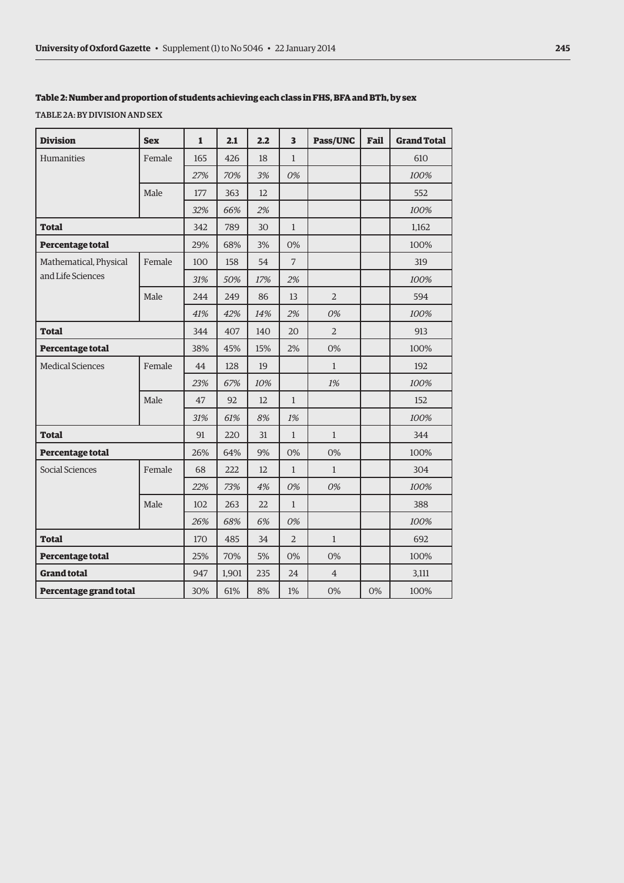### Table 2: Number and proportion of students achieving each class in FHS, BFA and BTh, by sex

TABLE 2A: BY DIVISION AND SEX

| Division | Sex | 1 | 2.1 | 2.2 | 3 | Pass/UNC | Fail | Grand Total |
|---|---|---|---|---|---|---|---|---|
| Humanities | Female | 165 | 426 | 18 | 1 | | | 610 |
| | | *27%* | *70%* | *3%* | *0%* | | | *100%* |
| | Male | 177 | 363 | 12 | | | | 552 |
| | | *32%* | *66%* | *2%* | | | | *100%* |
| **Total** | | 342 | 789 | 30 | 1 | | | 1,162 |
| **Percentage total** | | 29% | 68% | 3% | 0% | | | 100% |
| Mathematical, Physical and Life Sciences | Female | 100 | 158 | 54 | 7 | | | 319 |
| | | *31%* | *50%* | *17%* | *2%* | | | *100%* |
| | Male | 244 | 249 | 86 | 13 | 2 | | 594 |
| | | *41%* | *42%* | *14%* | *2%* | *0%* | | *100%* |
| **Total** | | 344 | 407 | 140 | 20 | 2 | | 913 |
| **Percentage total** | | 38% | 45% | 15% | 2% | 0% | | 100% |
| Medical Sciences | Female | 44 | 128 | 19 | | 1 | | 192 |
| | | *23%* | *67%* | *10%* | | *1%* | | *100%* |
| | Male | 47 | 92 | 12 | 1 | | | 152 |
| | | *31%* | *61%* | *8%* | *1%* | | | *100%* |
| **Total** | | 91 | 220 | 31 | 1 | 1 | | 344 |
| **Percentage total** | | 26% | 64% | 9% | 0% | 0% | | 100% |
| Social Sciences | Female | 68 | 222 | 12 | 1 | 1 | | 304 |
| | | *22%* | *73%* | *4%* | *0%* | *0%* | | *100%* |
| | Male | 102 | 263 | 22 | 1 | | | 388 |
| | | *26%* | *68%* | *6%* | *0%* | | | *100%* |
| **Total** | | 170 | 485 | 34 | 2 | 1 | | 692 |
| **Percentage total** | | 25% | 70% | 5% | 0% | 0% | | 100% |
| **Grand total** | | 947 | 1,901 | 235 | 24 | 4 | | 3,111 |
| **Percentage grand total** | | 30% | 61% | 8% | 1% | 0% | 0% | 100% |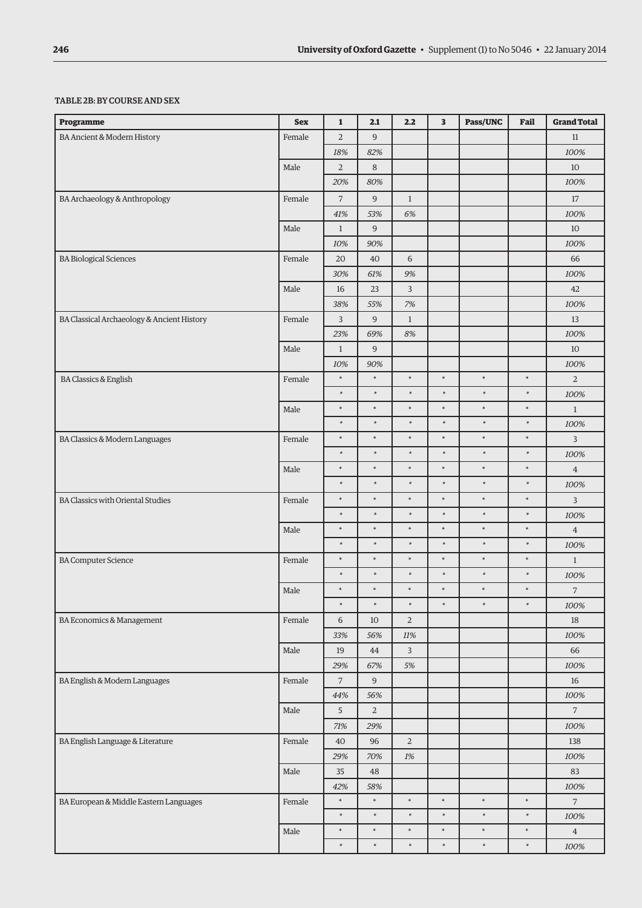### TABLE 2B: BY COURSE AND SEX

| Programme | Sex | 1 | 2.1 | 2.2 | 3 | Pass/UNC | Fail | Grand Total |
|---|---|---|---|---|---|---|---|---|
| BA Ancient & Modern History | Female | 2 | 9 | | | | | 11 |
| | | *18%* | *82%* | | | | | *100%* |
| | Male | 2 | 8 | | | | | 10 |
| | | *20%* | *80%* | | | | | *100%* |
| BA Archaeology & Anthropology | Female | 7 | 9 | 1 | | | | 17 |
| | | *41%* | *53%* | *6%* | | | | *100%* |
| | Male | 1 | 9 | | | | | 10 |
| | | *10%* | *90%* | | | | | *100%* |
| BA Biological Sciences | Female | 20 | 40 | 6 | | | | 66 |
| | | *30%* | *61%* | *9%* | | | | *100%* |
| | Male | 16 | 23 | 3 | | | | 42 |
| | | *38%* | *55%* | *7%* | | | | *100%* |
| BA Classical Archaeology & Ancient History | Female | 3 | 9 | 1 | | | | 13 |
| | | *23%* | *69%* | *8%* | | | | *100%* |
| | Male | 1 | 9 | | | | | 10 |
| | | *10%* | *90%* | | | | | *100%* |
| BA Classics & English | Female | * | * | * | * | * | * | 2 |
| | | * | * | * | * | * | * | *100%* |
| | Male | * | * | * | * | * | * | 1 |
| | | * | * | * | * | * | * | *100%* |
| BA Classics & Modern Languages | Female | * | * | * | * | * | * | 3 |
| | | * | * | * | * | * | * | *100%* |
| | Male | * | * | * | * | * | * | 4 |
| | | * | * | * | * | * | * | *100%* |
| BA Classics with Oriental Studies | Female | * | * | * | * | * | * | 3 |
| | | * | * | * | * | * | * | *100%* |
| | Male | * | * | * | * | * | * | 4 |
| | | * | * | * | * | * | * | *100%* |
| BA Computer Science | Female | * | * | * | * | * | * | 1 |
| | | * | * | * | * | * | * | *100%* |
| | Male | * | * | * | * | * | * | 7 |
| | | * | * | * | * | * | * | *100%* |
| BA Economics & Management | Female | 6 | 10 | 2 | | | | 18 |
| | | *33%* | *56%* | *11%* | | | | *100%* |
| | Male | 19 | 44 | 3 | | | | 66 |
| | | *29%* | *67%* | *5%* | | | | *100%* |
| BA English & Modern Languages | Female | 7 | 9 | | | | | 16 |
| | | *44%* | *56%* | | | | | *100%* |
| | Male | 5 | 2 | | | | | 7 |
| | | *71%* | *29%* | | | | | *100%* |
| BA English Language & Literature | Female | 40 | 96 | 2 | | | | 138 |
| | | *29%* | *70%* | *1%* | | | | *100%* |
| | Male | 35 | 48 | | | | | 83 |
| | | *42%* | *58%* | | | | | *100%* |
| BA European & Middle Eastern Languages | Female | * | * | * | * | * | * | 7 |
| | | * | * | * | * | * | * | *100%* |
| | Male | * | * | * | * | * | * | 4 |
| | | * | * | * | * | * | * | *100%* |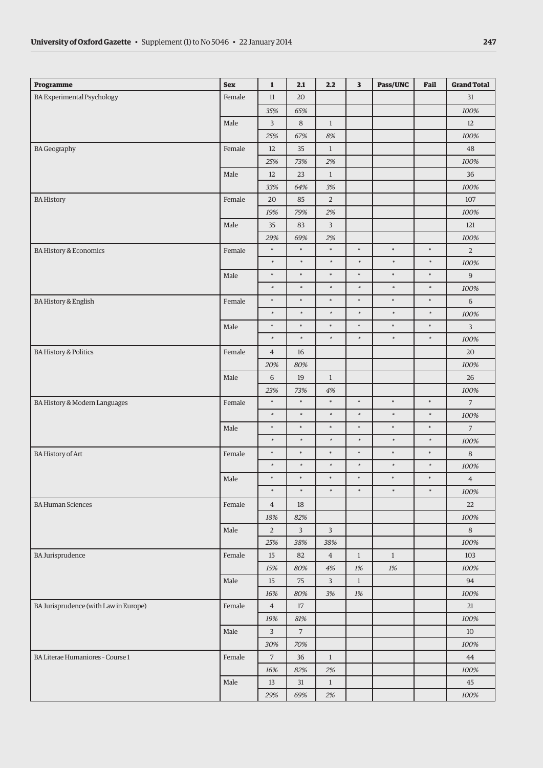| Programme | Sex | 1 | 2.1 | 2.2 | 3 | Pass/UNC | Fail | Grand Total |
|---|---|---|---|---|---|---|---|---|
| BA Experimental Psychology | Female | 11 | 20 | | | | | 31 |
| | | *35%* | *65%* | | | | | *100%* |
| | Male | 3 | 8 | 1 | | | | 12 |
| | | *25%* | *67%* | *8%* | | | | *100%* |
| BA Geography | Female | 12 | 35 | 1 | | | | 48 |
| | | *25%* | *73%* | *2%* | | | | *100%* |
| | Male | 12 | 23 | 1 | | | | 36 |
| | | *33%* | *64%* | *3%* | | | | *100%* |
| BA History | Female | 20 | 85 | 2 | | | | 107 |
| | | *19%* | *79%* | *2%* | | | | *100%* |
| | Male | 35 | 83 | 3 | | | | 121 |
| | | *29%* | *69%* | *2%* | | | | *100%* |
| BA History & Economics | Female | * | * | * | * | * | * | 2 |
| | | * | * | * | * | * | * | *100%* |
| | Male | * | * | * | * | * | * | 9 |
| | | * | * | * | * | * | * | *100%* |
| BA History & English | Female | * | * | * | * | * | * | 6 |
| | | * | * | * | * | * | * | *100%* |
| | Male | * | * | * | * | * | * | 3 |
| | | * | * | * | * | * | * | *100%* |
| BA History & Politics | Female | 4 | 16 | | | | | 20 |
| | | *20%* | *80%* | | | | | *100%* |
| | Male | 6 | 19 | 1 | | | | 26 |
| | | *23%* | *73%* | *4%* | | | | *100%* |
| BA History & Modern Languages | Female | * | * | * | * | * | * | 7 |
| | | * | * | * | * | * | * | *100%* |
| | Male | * | * | * | * | * | * | 7 |
| | | * | * | * | * | * | * | *100%* |
| BA History of Art | Female | * | * | * | * | * | * | 8 |
| | | * | * | * | * | * | * | *100%* |
| | Male | * | * | * | * | * | * | 4 |
| | | * | * | * | * | * | * | *100%* |
| BA Human Sciences | Female | 4 | 18 | | | | | 22 |
| | | *18%* | *82%* | | | | | *100%* |
| | Male | 2 | 3 | 3 | | | | 8 |
| | | *25%* | *38%* | *38%* | | | | *100%* |
| BA Jurisprudence | Female | 15 | 82 | 4 | 1 | 1 | | 103 |
| | | *15%* | *80%* | *4%* | *1%* | *1%* | | *100%* |
| | Male | 15 | 75 | 3 | 1 | | | 94 |
| | | *16%* | *80%* | *3%* | *1%* | | | *100%* |
| BA Jurisprudence (with Law in Europe) | Female | 4 | 17 | | | | | 21 |
| | | *19%* | *81%* | | | | | *100%* |
| | Male | 3 | 7 | | | | | 10 |
| | | *30%* | *70%* | | | | | *100%* |
| BA Literae Humaniores - Course 1 | Female | 7 | 36 | 1 | | | | 44 |
| | | *16%* | *82%* | *2%* | | | | *100%* |
| | Male | 13 | 31 | 1 | | | | 45 |
| | | *29%* | *69%* | *2%* | | | | *100%* |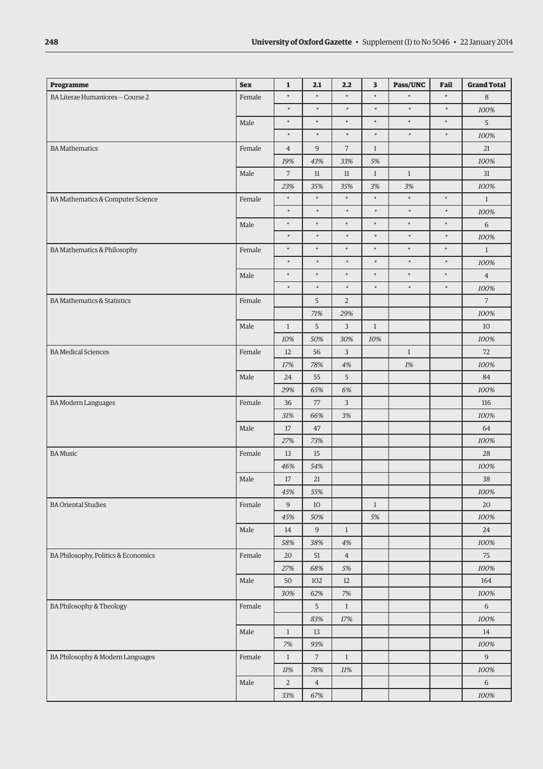| Programme | Sex | 1 | 2.1 | 2.2 | 3 | Pass/UNC | Fail | Grand Total |
|---|---|---|---|---|---|---|---|---|
| BA Literae Humaniores – Course 2 | Female | * | * | * | * | * | * | 8 |
| | | * | * | * | * | * | * | *100%* |
| | Male | * | * | * | * | * | * | 5 |
| | | * | * | * | * | * | * | *100%* |
| BA Mathematics | Female | 4 | 9 | 7 | 1 | | | 21 |
| | | *19%* | *43%* | *33%* | *5%* | | | *100%* |
| | Male | 7 | 11 | 11 | 1 | 1 | | 31 |
| | | *23%* | *35%* | *35%* | *3%* | *3%* | | *100%* |
| BA Mathematics & Computer Science | Female | * | * | * | * | * | * | 1 |
| | | * | * | * | * | * | * | *100%* |
| | Male | * | * | * | * | * | * | 6 |
| | | * | * | * | * | * | * | *100%* |
| BA Mathematics & Philosophy | Female | * | * | * | * | * | * | 1 |
| | | * | * | * | * | * | * | *100%* |
| | Male | * | * | * | * | * | * | 4 |
| | | * | * | * | * | * | * | *100%* |
| BA Mathematics & Statistics | Female | | 5 | 2 | | | | 7 |
| | | | *71%* | *29%* | | | | *100%* |
| | Male | 1 | 5 | 3 | 1 | | | 10 |
| | | *10%* | *50%* | *30%* | *10%* | | | *100%* |
| BA Medical Sciences | Female | 12 | 56 | 3 | | 1 | | 72 |
| | | *17%* | *78%* | *4%* | | *1%* | | *100%* |
| | Male | 24 | 55 | 5 | | | | 84 |
| | | *29%* | *65%* | *6%* | | | | *100%* |
| BA Modern Languages | Female | 36 | 77 | 3 | | | | 116 |
| | | *31%* | *66%* | *3%* | | | | *100%* |
| | Male | 17 | 47 | | | | | 64 |
| | | *27%* | *73%* | | | | | *100%* |
| BA Music | Female | 13 | 15 | | | | | 28 |
| | | *46%* | *54%* | | | | | *100%* |
| | Male | 17 | 21 | | | | | 38 |
| | | *45%* | *55%* | | | | | *100%* |
| BA Oriental Studies | Female | 9 | 10 | | 1 | | | 20 |
| | | *45%* | *50%* | | *5%* | | | *100%* |
| | Male | 14 | 9 | 1 | | | | 24 |
| | | *58%* | *38%* | *4%* | | | | *100%* |
| BA Philosophy, Politics & Economics | Female | 20 | 51 | 4 | | | | 75 |
| | | *27%* | *68%* | *5%* | | | | *100%* |
| | Male | 50 | 102 | 12 | | | | 164 |
| | | *30%* | *62%* | *7%* | | | | *100%* |
| BA Philosophy & Theology | Female | | 5 | 1 | | | | 6 |
| | | | *83%* | *17%* | | | | *100%* |
| | Male | 1 | 13 | | | | | 14 |
| | | *7%* | *93%* | | | | | *100%* |
| BA Philosophy & Modern Languages | Female | 1 | 7 | 1 | | | | 9 |
| | | *11%* | *78%* | *11%* | | | | *100%* |
| | Male | 2 | 4 | | | | | 6 |
| | | *33%* | *67%* | | | | | *100%* |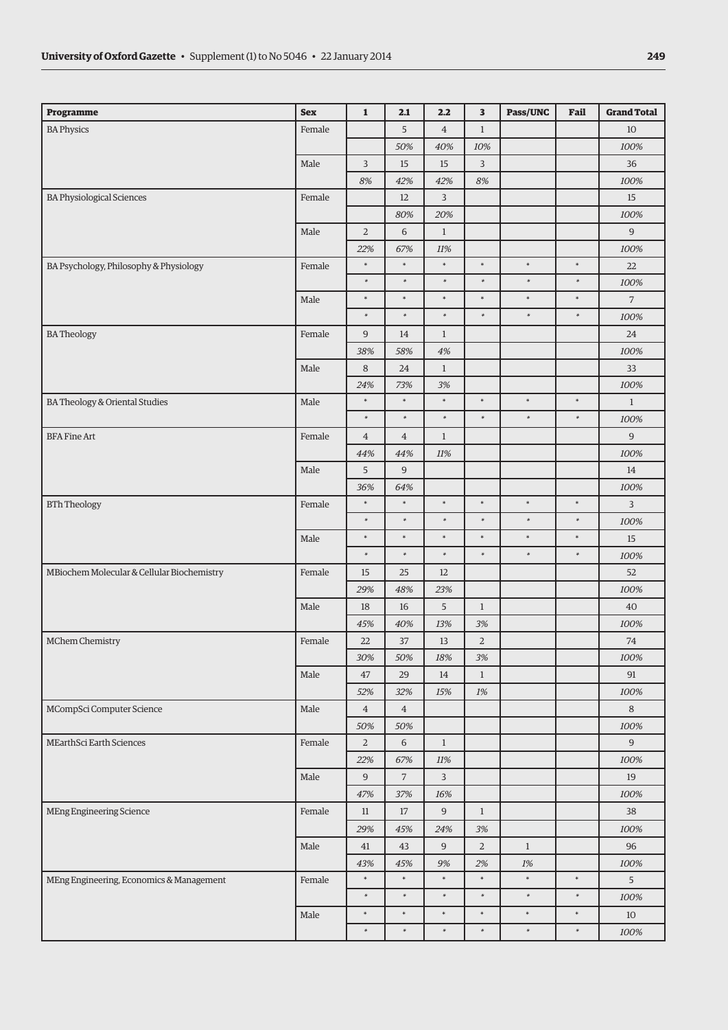| Programme | Sex | 1 | 2.1 | 2.2 | 3 | Pass/UNC | Fail | Grand Total |
|---|---|---|---|---|---|---|---|---|
| BA Physics | Female | | 5 | 4 | 1 | | | 10 |
| | | | *50%* | *40%* | *10%* | | | *100%* |
| | Male | 3 | 15 | 15 | 3 | | | 36 |
| | | *8%* | *42%* | *42%* | *8%* | | | *100%* |
| BA Physiological Sciences | Female | | 12 | 3 | | | | 15 |
| | | | *80%* | *20%* | | | | *100%* |
| | Male | 2 | 6 | 1 | | | | 9 |
| | | *22%* | *67%* | *11%* | | | | *100%* |
| BA Psychology, Philosophy & Physiology | Female | * | * | * | * | * | * | 22 |
| | | * | * | * | * | * | * | *100%* |
| | Male | * | * | * | * | * | * | 7 |
| | | * | * | * | * | * | * | *100%* |
| BA Theology | Female | 9 | 14 | 1 | | | | 24 |
| | | *38%* | *58%* | *4%* | | | | *100%* |
| | Male | 8 | 24 | 1 | | | | 33 |
| | | *24%* | *73%* | *3%* | | | | *100%* |
| BA Theology & Oriental Studies | Male | * | * | * | * | * | * | 1 |
| | | * | * | * | * | * | * | *100%* |
| BFA Fine Art | Female | 4 | 4 | 1 | | | | 9 |
| | | *44%* | *44%* | *11%* | | | | *100%* |
| | Male | 5 | 9 | | | | | 14 |
| | | *36%* | *64%* | | | | | *100%* |
| BTh Theology | Female | * | * | * | * | * | * | 3 |
| | | * | * | * | * | * | * | *100%* |
| | Male | * | * | * | * | * | * | 15 |
| | | * | * | * | * | * | * | *100%* |
| MBiochem Molecular & Cellular Biochemistry | Female | 15 | 25 | 12 | | | | 52 |
| | | *29%* | *48%* | *23%* | | | | *100%* |
| | Male | 18 | 16 | 5 | 1 | | | 40 |
| | | *45%* | *40%* | *13%* | *3%* | | | *100%* |
| MChem Chemistry | Female | 22 | 37 | 13 | 2 | | | 74 |
| | | *30%* | *50%* | *18%* | *3%* | | | *100%* |
| | Male | 47 | 29 | 14 | 1 | | | 91 |
| | | *52%* | *32%* | *15%* | *1%* | | | *100%* |
| MCompSci Computer Science | Male | 4 | 4 | | | | | 8 |
| | | *50%* | *50%* | | | | | *100%* |
| MEarthSci Earth Sciences | Female | 2 | 6 | 1 | | | | 9 |
| | | *22%* | *67%* | *11%* | | | | *100%* |
| | Male | 9 | 7 | 3 | | | | 19 |
| | | *47%* | *37%* | *16%* | | | | *100%* |
| MEng Engineering Science | Female | 11 | 17 | 9 | 1 | | | 38 |
| | | *29%* | *45%* | *24%* | *3%* | | | *100%* |
| | Male | 41 | 43 | 9 | 2 | 1 | | 96 |
| | | *43%* | *45%* | *9%* | *2%* | *1%* | | *100%* |
| MEng Engineering, Economics & Management | Female | * | * | * | * | * | * | 5 |
| | | * | * | * | * | * | * | *100%* |
| | Male | * | * | * | * | * | * | 10 |
| | | * | * | * | * | * | * | *100%* |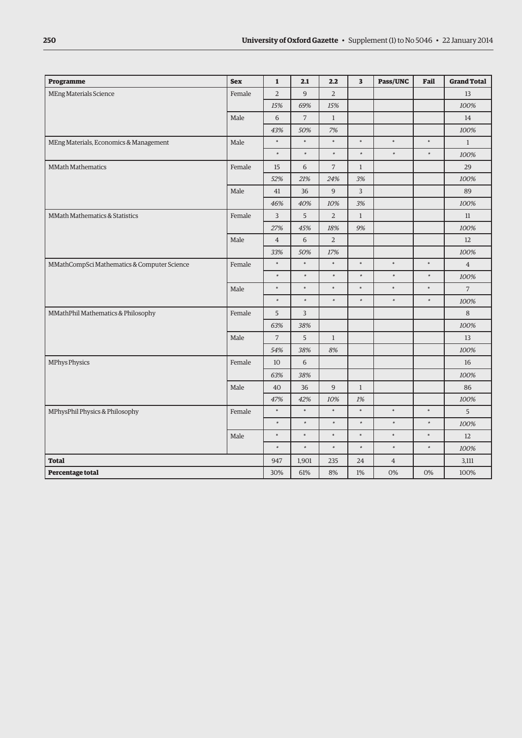| Programme | Sex | 1 | 2.1 | 2.2 | 3 | Pass/UNC | Fail | Grand Total |
|---|---|---|---|---|---|---|---|---|
| MEng Materials Science | Female | 2 | 9 | 2 | | | | 13 |
| | | *15%* | *69%* | *15%* | | | | *100%* |
| | Male | 6 | 7 | 1 | | | | 14 |
| | | *43%* | *50%* | *7%* | | | | *100%* |
| MEng Materials, Economics & Management | Male | * | * | * | * | * | * | 1 |
| | | * | * | * | * | * | * | *100%* |
| MMath Mathematics | Female | 15 | 6 | 7 | 1 | | | 29 |
| | | *52%* | *21%* | *24%* | *3%* | | | *100%* |
| | Male | 41 | 36 | 9 | 3 | | | 89 |
| | | *46%* | *40%* | *10%* | *3%* | | | *100%* |
| MMath Mathematics & Statistics | Female | 3 | 5 | 2 | 1 | | | 11 |
| | | *27%* | *45%* | *18%* | *9%* | | | *100%* |
| | Male | 4 | 6 | 2 | | | | 12 |
| | | *33%* | *50%* | *17%* | | | | *100%* |
| MMathCompSci Mathematics & Computer Science | Female | * | * | * | * | * | * | 4 |
| | | * | * | * | * | * | * | *100%* |
| | Male | * | * | * | * | * | * | 7 |
| | | * | * | * | * | * | * | *100%* |
| MMathPhil Mathematics & Philosophy | Female | 5 | 3 | | | | | 8 |
| | | *63%* | *38%* | | | | | *100%* |
| | Male | 7 | 5 | 1 | | | | 13 |
| | | *54%* | *38%* | *8%* | | | | *100%* |
| MPhys Physics | Female | 10 | 6 | | | | | 16 |
| | | *63%* | *38%* | | | | | *100%* |
| | Male | 40 | 36 | 9 | 1 | | | 86 |
| | | *47%* | *42%* | *10%* | *1%* | | | *100%* |
| MPhysPhil Physics & Philosophy | Female | * | * | * | * | * | * | 5 |
| | | * | * | * | * | * | * | *100%* |
| | Male | * | * | * | * | * | * | 12 |
| | | * | * | * | * | * | * | *100%* |
| **Total** | | 947 | 1,901 | 235 | 24 | 4 | | 3,111 |
| **Percentage total** | | 30% | 61% | 8% | 1% | 0% | 0% | 100% |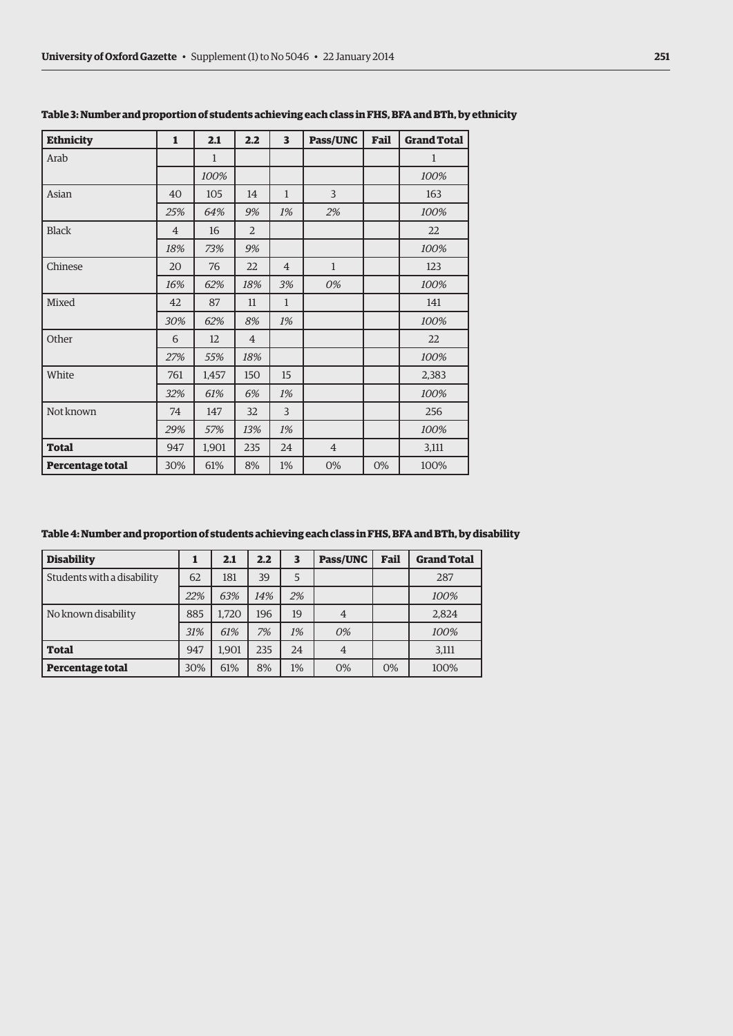**Table 3: Number and proportion of students achieving each class in FHS, BFA and BTh, by ethnicity**

| Ethnicity | 1 | 2.1 | 2.2 | 3 | Pass/UNC | Fail | Grand Total |
|---|---|---|---|---|---|---|---|
| Arab | | 1 | | | | | 1 |
| | | *100%* | | | | | *100%* |
| Asian | 40 | 105 | 14 | 1 | 3 | | 163 |
| | *25%* | *64%* | *9%* | *1%* | *2%* | | *100%* |
| Black | 4 | 16 | 2 | | | | 22 |
| | *18%* | *73%* | *9%* | | | | *100%* |
| Chinese | 20 | 76 | 22 | 4 | 1 | | 123 |
| | *16%* | *62%* | *18%* | *3%* | *0%* | | *100%* |
| Mixed | 42 | 87 | 11 | 1 | | | 141 |
| | *30%* | *62%* | *8%* | *1%* | | | *100%* |
| Other | 6 | 12 | 4 | | | | 22 |
| | *27%* | *55%* | *18%* | | | | *100%* |
| White | 761 | 1,457 | 150 | 15 | | | 2,383 |
| | *32%* | *61%* | *6%* | *1%* | | | *100%* |
| Not known | 74 | 147 | 32 | 3 | | | 256 |
| | *29%* | *57%* | *13%* | *1%* | | | *100%* |
| **Total** | 947 | 1,901 | 235 | 24 | 4 | | 3,111 |
| **Percentage total** | 30% | 61% | 8% | 1% | 0% | 0% | 100% |

**Table 4: Number and proportion of students achieving each class in FHS, BFA and BTh, by disability**

| Disability | 1 | 2.1 | 2.2 | 3 | Pass/UNC | Fail | Grand Total |
|---|---|---|---|---|---|---|---|
| Students with a disability | 62 | 181 | 39 | 5 | | | 287 |
| | *22%* | *63%* | *14%* | *2%* | | | *100%* |
| No known disability | 885 | 1,720 | 196 | 19 | 4 | | 2,824 |
| | *31%* | *61%* | *7%* | *1%* | *0%* | | *100%* |
| **Total** | 947 | 1,901 | 235 | 24 | 4 | | 3,111 |
| **Percentage total** | 30% | 61% | 8% | 1% | 0% | 0% | 100% |